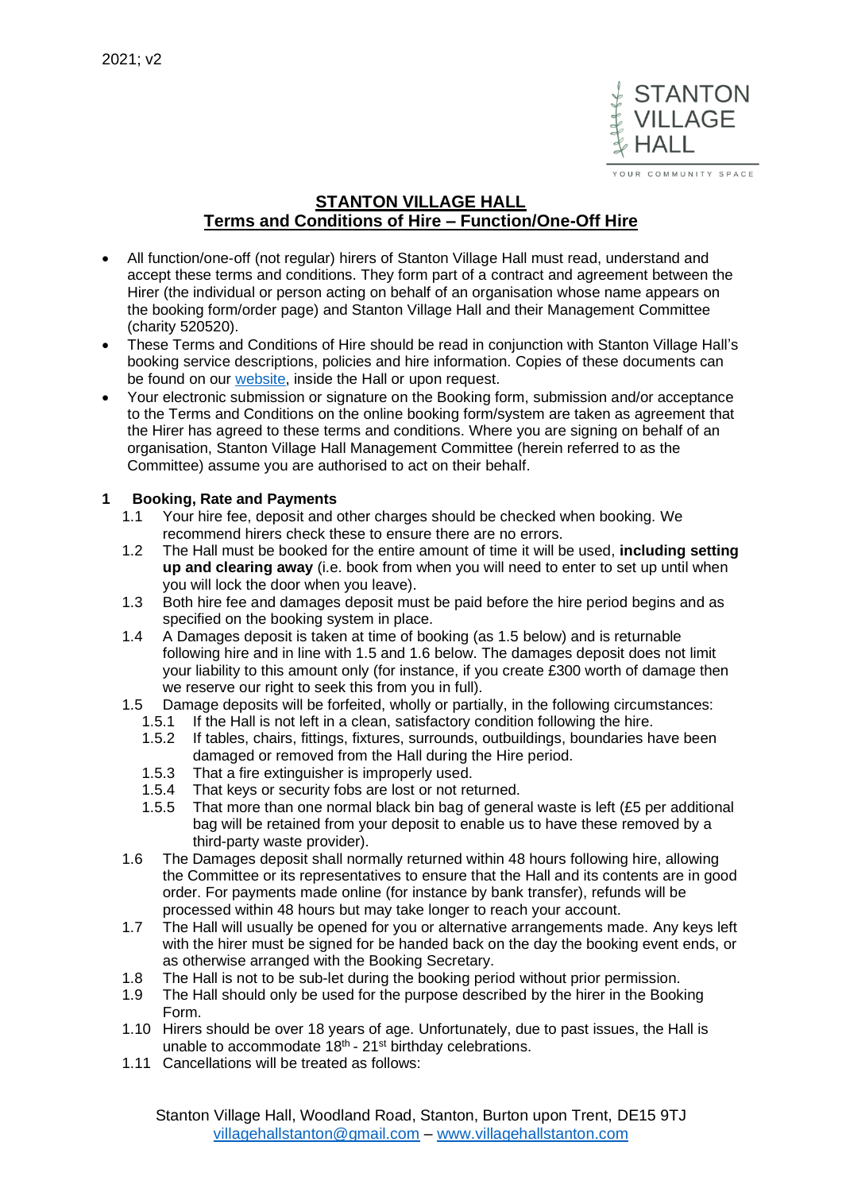2021; v2

STANTON VILLAGE HALL

YOUR COMMUNITY SPACE

# STANTON VILLAGE HALL
## Terms and Conditions of Hire – Function/One-Off Hire

- All function/one-off (not regular) hirers of Stanton Village Hall must read, understand and accept these terms and conditions. They form part of a contract and agreement between the Hirer (the individual or person acting on behalf of an organisation whose name appears on the booking form/order page) and Stanton Village Hall and their Management Committee (charity 520520).
- These Terms and Conditions of Hire should be read in conjunction with Stanton Village Hall's booking service descriptions, policies and hire information. Copies of these documents can be found on our website, inside the Hall or upon request.
- Your electronic submission or signature on the Booking form, submission and/or acceptance to the Terms and Conditions on the online booking form/system are taken as agreement that the Hirer has agreed to these terms and conditions. Where you are signing on behalf of an organisation, Stanton Village Hall Management Committee (herein referred to as the Committee) assume you are authorised to act on their behalf.

### 1 Booking, Rate and Payments

1.1 Your hire fee, deposit and other charges should be checked when booking. We recommend hirers check these to ensure there are no errors.

1.2 The Hall must be booked for the entire amount of time it will be used, **including setting up and clearing away** (i.e. book from when you will need to enter to set up until when you will lock the door when you leave).

1.3 Both hire fee and damages deposit must be paid before the hire period begins and as specified on the booking system in place.

1.4 A Damages deposit is taken at time of booking (as 1.5 below) and is returnable following hire and in line with 1.5 and 1.6 below. The damages deposit does not limit your liability to this amount only (for instance, if you create £300 worth of damage then we reserve our right to seek this from you in full).

1.5 Damage deposits will be forfeited, wholly or partially, in the following circumstances:

1.5.1 If the Hall is not left in a clean, satisfactory condition following the hire.

1.5.2 If tables, chairs, fittings, fixtures, surrounds, outbuildings, boundaries have been damaged or removed from the Hall during the Hire period.

1.5.3 That a fire extinguisher is improperly used.

1.5.4 That keys or security fobs are lost or not returned.

1.5.5 That more than one normal black bin bag of general waste is left (£5 per additional bag will be retained from your deposit to enable us to have these removed by a third-party waste provider).

1.6 The Damages deposit shall normally returned within 48 hours following hire, allowing the Committee or its representatives to ensure that the Hall and its contents are in good order. For payments made online (for instance by bank transfer), refunds will be processed within 48 hours but may take longer to reach your account.

1.7 The Hall will usually be opened for you or alternative arrangements made. Any keys left with the hirer must be signed for be handed back on the day the booking event ends, or as otherwise arranged with the Booking Secretary.

1.8 The Hall is not to be sub-let during the booking period without prior permission.

1.9 The Hall should only be used for the purpose described by the hirer in the Booking Form.

1.10 Hirers should be over 18 years of age. Unfortunately, due to past issues, the Hall is unable to accommodate 18th - 21st birthday celebrations.

1.11 Cancellations will be treated as follows:

Stanton Village Hall, Woodland Road, Stanton, Burton upon Trent, DE15 9TJ
villagehallstanton@gmail.com – www.villagehallstanton.com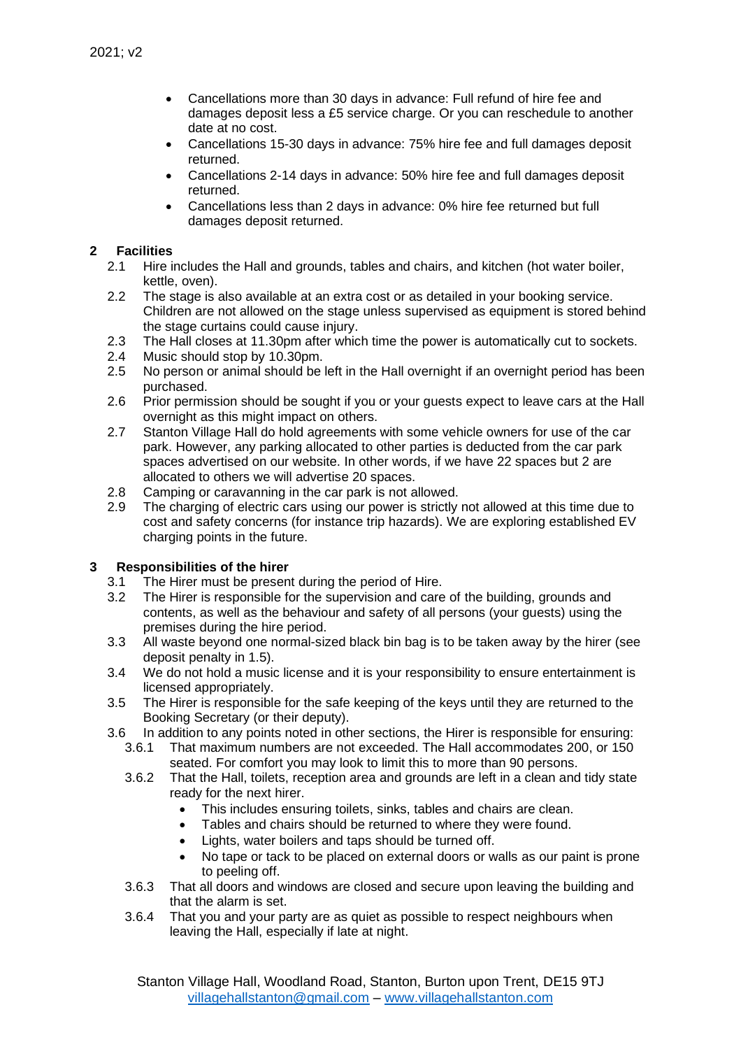- Cancellations more than 30 days in advance: Full refund of hire fee and damages deposit less a £5 service charge. Or you can reschedule to another date at no cost.
- Cancellations 15-30 days in advance: 75% hire fee and full damages deposit returned.
- Cancellations 2-14 days in advance: 50% hire fee and full damages deposit returned.
- Cancellations less than 2 days in advance: 0% hire fee returned but full damages deposit returned.

## 2 Facilities

2.1 Hire includes the Hall and grounds, tables and chairs, and kitchen (hot water boiler, kettle, oven).

2.2 The stage is also available at an extra cost or as detailed in your booking service. Children are not allowed on the stage unless supervised as equipment is stored behind the stage curtains could cause injury.

2.3 The Hall closes at 11.30pm after which time the power is automatically cut to sockets.

2.4 Music should stop by 10.30pm.

2.5 No person or animal should be left in the Hall overnight if an overnight period has been purchased.

2.6 Prior permission should be sought if you or your guests expect to leave cars at the Hall overnight as this might impact on others.

2.7 Stanton Village Hall do hold agreements with some vehicle owners for use of the car park. However, any parking allocated to other parties is deducted from the car park spaces advertised on our website. In other words, if we have 22 spaces but 2 are allocated to others we will advertise 20 spaces.

2.8 Camping or caravanning in the car park is not allowed.

2.9 The charging of electric cars using our power is strictly not allowed at this time due to cost and safety concerns (for instance trip hazards). We are exploring established EV charging points in the future.

## 3 Responsibilities of the hirer

3.1 The Hirer must be present during the period of Hire.

3.2 The Hirer is responsible for the supervision and care of the building, grounds and contents, as well as the behaviour and safety of all persons (your guests) using the premises during the hire period.

3.3 All waste beyond one normal-sized black bin bag is to be taken away by the hirer (see deposit penalty in 1.5).

3.4 We do not hold a music license and it is your responsibility to ensure entertainment is licensed appropriately.

3.5 The Hirer is responsible for the safe keeping of the keys until they are returned to the Booking Secretary (or their deputy).

3.6 In addition to any points noted in other sections, the Hirer is responsible for ensuring:

3.6.1 That maximum numbers are not exceeded. The Hall accommodates 200, or 150 seated. For comfort you may look to limit this to more than 90 persons.

3.6.2 That the Hall, toilets, reception area and grounds are left in a clean and tidy state ready for the next hirer.

- This includes ensuring toilets, sinks, tables and chairs are clean.
- Tables and chairs should be returned to where they were found.
- Lights, water boilers and taps should be turned off.
- No tape or tack to be placed on external doors or walls as our paint is prone to peeling off.

3.6.3 That all doors and windows are closed and secure upon leaving the building and that the alarm is set.

3.6.4 That you and your party are as quiet as possible to respect neighbours when leaving the Hall, especially if late at night.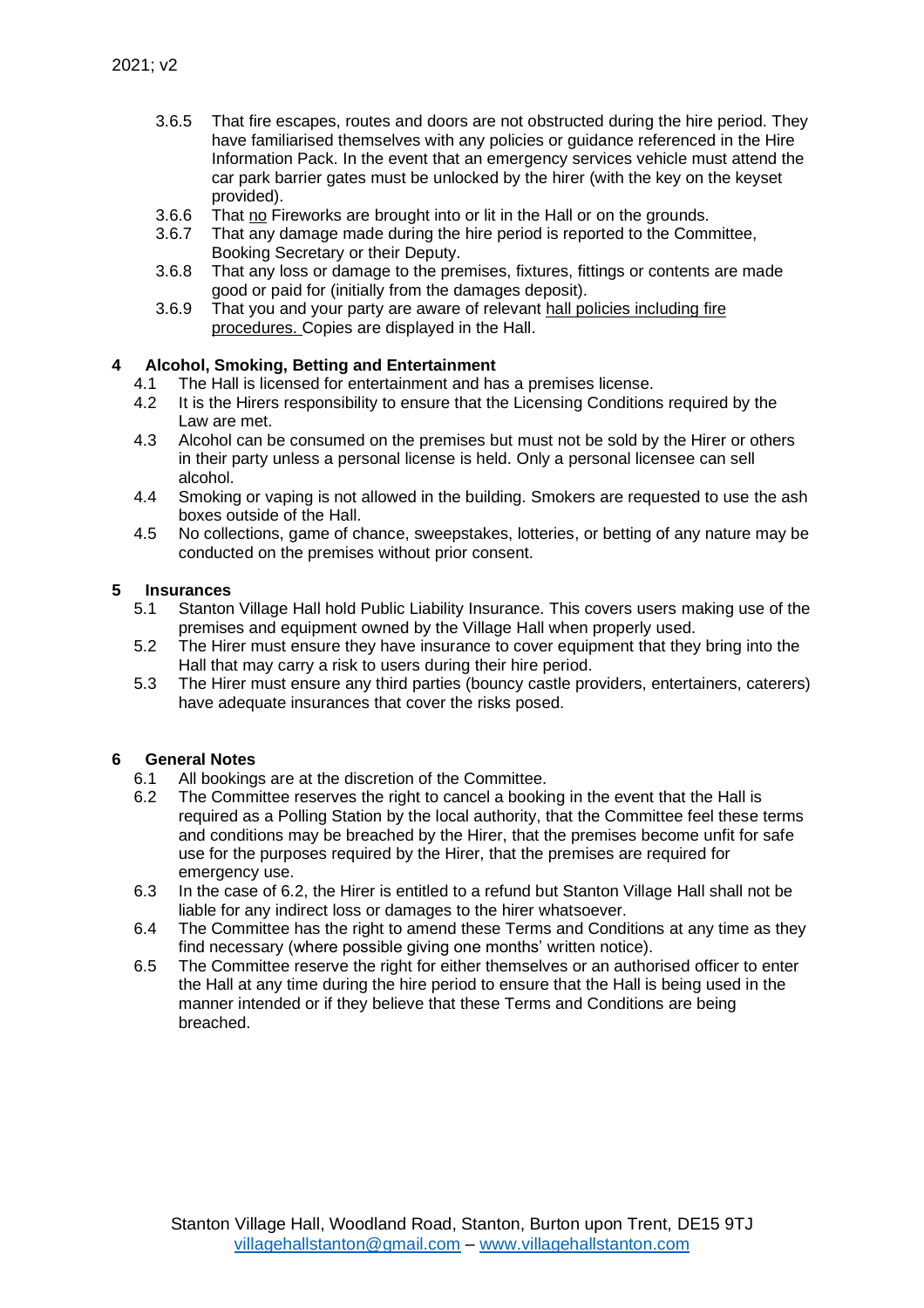3.6.5 That fire escapes, routes and doors are not obstructed during the hire period. They have familiarised themselves with any policies or guidance referenced in the Hire Information Pack. In the event that an emergency services vehicle must attend the car park barrier gates must be unlocked by the hirer (with the key on the keyset provided).

3.6.6 That no Fireworks are brought into or lit in the Hall or on the grounds.

3.6.7 That any damage made during the hire period is reported to the Committee, Booking Secretary or their Deputy.

3.6.8 That any loss or damage to the premises, fixtures, fittings or contents are made good or paid for (initially from the damages deposit).

3.6.9 That you and your party are aware of relevant hall policies including fire procedures. Copies are displayed in the Hall.

## 4 Alcohol, Smoking, Betting and Entertainment

4.1 The Hall is licensed for entertainment and has a premises license.

4.2 It is the Hirers responsibility to ensure that the Licensing Conditions required by the Law are met.

4.3 Alcohol can be consumed on the premises but must not be sold by the Hirer or others in their party unless a personal license is held. Only a personal licensee can sell alcohol.

4.4 Smoking or vaping is not allowed in the building. Smokers are requested to use the ash boxes outside of the Hall.

4.5 No collections, game of chance, sweepstakes, lotteries, or betting of any nature may be conducted on the premises without prior consent.

## 5 Insurances

5.1 Stanton Village Hall hold Public Liability Insurance. This covers users making use of the premises and equipment owned by the Village Hall when properly used.

5.2 The Hirer must ensure they have insurance to cover equipment that they bring into the Hall that may carry a risk to users during their hire period.

5.3 The Hirer must ensure any third parties (bouncy castle providers, entertainers, caterers) have adequate insurances that cover the risks posed.

## 6 General Notes

6.1 All bookings are at the discretion of the Committee.

6.2 The Committee reserves the right to cancel a booking in the event that the Hall is required as a Polling Station by the local authority, that the Committee feel these terms and conditions may be breached by the Hirer, that the premises become unfit for safe use for the purposes required by the Hirer, that the premises are required for emergency use.

6.3 In the case of 6.2, the Hirer is entitled to a refund but Stanton Village Hall shall not be liable for any indirect loss or damages to the hirer whatsoever.

6.4 The Committee has the right to amend these Terms and Conditions at any time as they find necessary (where possible giving one months' written notice).

6.5 The Committee reserve the right for either themselves or an authorised officer to enter the Hall at any time during the hire period to ensure that the Hall is being used in the manner intended or if they believe that these Terms and Conditions are being breached.